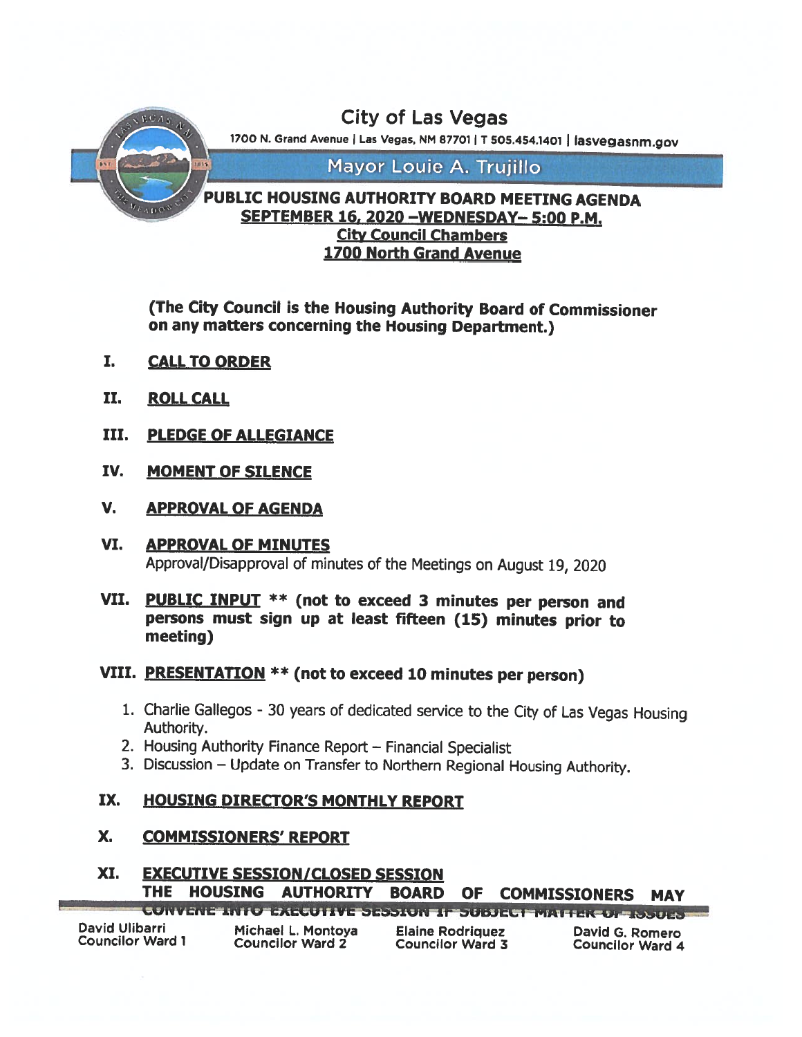# City of Las Vegas

1700 N. Grand Avenue | Las Vegas, NM 87701 | T 505.454.1401 | lasvegasnm.gov

## Mayor Louie A. Trujillo

## PUBLIC HOUSING AUTHORITY BOARD MEETING AGENDA

**SEPTEMBER 16, 2020 –WEDNESDAY– 5:00 P.M.**
**City Council Chambers**
**1700 North Grand Avenue**

**(The City Council is the Housing Authority Board of Commissioner on any matters concerning the Housing Department.)**

**I. CALL TO ORDER**

**II. ROLL CALL**

**III. PLEDGE OF ALLEGIANCE**

**IV. MOMENT OF SILENCE**

**V. APPROVAL OF AGENDA**

**VI. APPROVAL OF MINUTES**

Approval/Disapproval of minutes of the Meetings on August 19, 2020

**VII. PUBLIC INPUT \*\* (not to exceed 3 minutes per person and persons must sign up at least fifteen (15) minutes prior to meeting)**

**VIII. PRESENTATION \*\* (not to exceed 10 minutes per person)**

1. Charlie Gallegos - 30 years of dedicated service to the City of Las Vegas Housing Authority.
2. Housing Authority Finance Report – Financial Specialist
3. Discussion – Update on Transfer to Northern Regional Housing Authority.

**IX. HOUSING DIRECTOR'S MONTHLY REPORT**

**X. COMMISSIONERS' REPORT**

**XI. EXECUTIVE SESSION/CLOSED SESSION**

**THE HOUSING AUTHORITY BOARD OF COMMISSIONERS MAY CONVENE INTO EXECUTIVE SESSION IF SUBJECT MATTER OF ISSUES**

David Ulibarri
Councilor Ward 1

Michael L. Montoya
Councilor Ward 2

Elaine Rodriquez
Councilor Ward 3

David G. Romero
Councilor Ward 4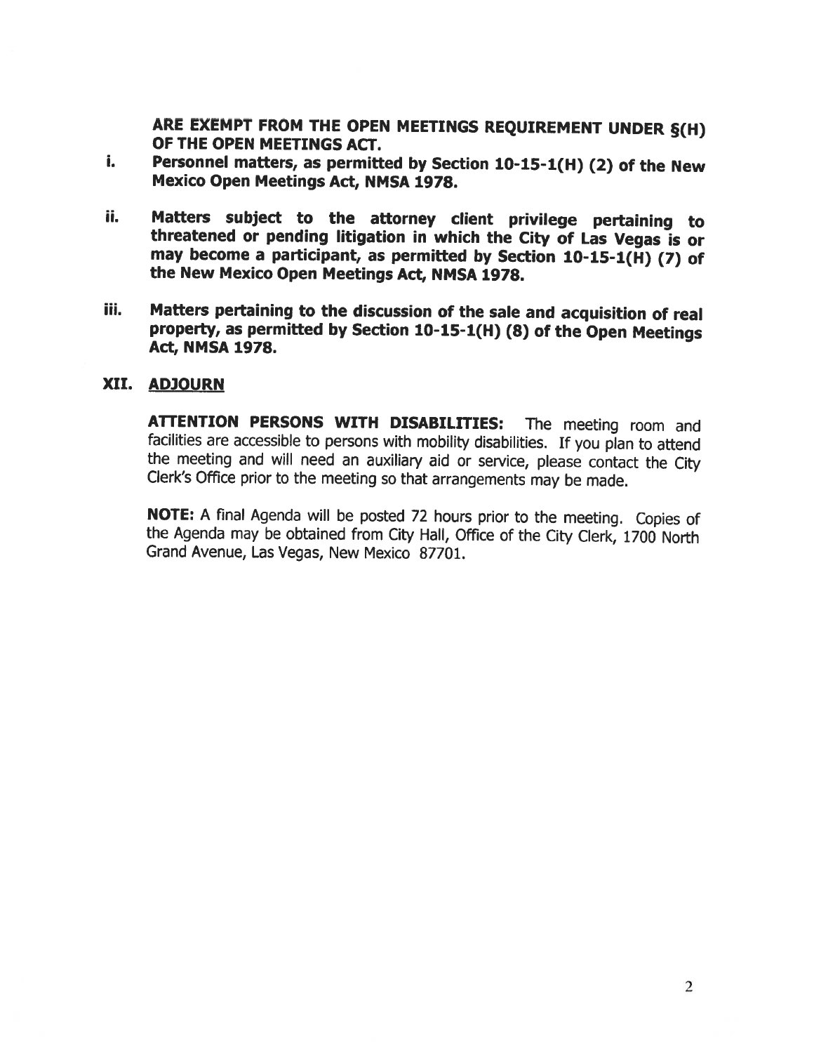**ARE EXEMPT FROM THE OPEN MEETINGS REQUIREMENT UNDER §(H) OF THE OPEN MEETINGS ACT.**

i. **Personnel matters, as permitted by Section 10-15-1(H) (2) of the New Mexico Open Meetings Act, NMSA 1978.**

ii. **Matters subject to the attorney client privilege pertaining to threatened or pending litigation in which the City of Las Vegas is or may become a participant, as permitted by Section 10-15-1(H) (7) of the New Mexico Open Meetings Act, NMSA 1978.**

iii. **Matters pertaining to the discussion of the sale and acquisition of real property, as permitted by Section 10-15-1(H) (8) of the Open Meetings Act, NMSA 1978.**

## XII. <u>ADJOURN</u>

**ATTENTION PERSONS WITH DISABILITIES:** The meeting room and facilities are accessible to persons with mobility disabilities. If you plan to attend the meeting and will need an auxiliary aid or service, please contact the City Clerk's Office prior to the meeting so that arrangements may be made.

**NOTE:** A final Agenda will be posted 72 hours prior to the meeting. Copies of the Agenda may be obtained from City Hall, Office of the City Clerk, 1700 North Grand Avenue, Las Vegas, New Mexico 87701.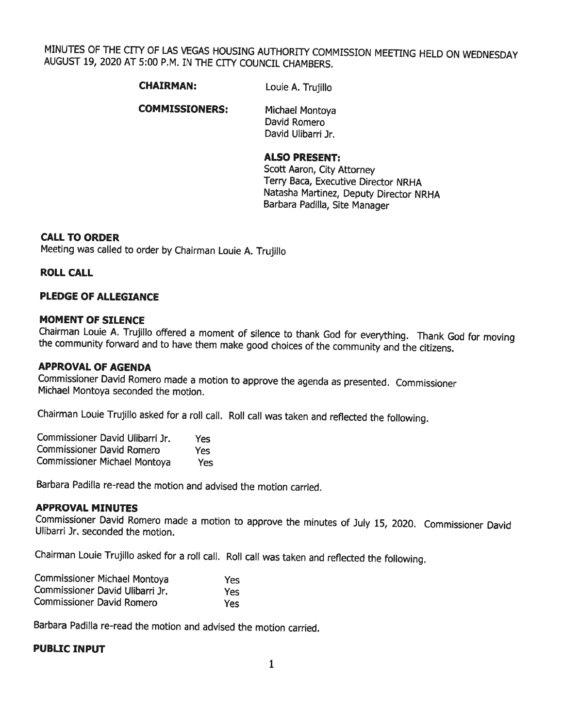MINUTES OF THE CITY OF LAS VEGAS HOUSING AUTHORITY COMMISSION MEETING HELD ON WEDNESDAY AUGUST 19, 2020 AT 5:00 P.M. IN THE CITY COUNCIL CHAMBERS.

**CHAIRMAN:** Louie A. Trujillo

**COMMISSIONERS:** Michael Montoya
David Romero
David Ulibarri Jr.

**ALSO PRESENT:**
Scott Aaron, City Attorney
Terry Baca, Executive Director NRHA
Natasha Martinez, Deputy Director NRHA
Barbara Padilla, Site Manager

### CALL TO ORDER

Meeting was called to order by Chairman Louie A. Trujillo

### ROLL CALL

### PLEDGE OF ALLEGIANCE

### MOMENT OF SILENCE

Chairman Louie A. Trujillo offered a moment of silence to thank God for everything. Thank God for moving the community forward and to have them make good choices of the community and the citizens.

### APPROVAL OF AGENDA

Commissioner David Romero made a motion to approve the agenda as presented. Commissioner Michael Montoya seconded the motion.

Chairman Louie Trujillo asked for a roll call. Roll call was taken and reflected the following.

| | |
|---|---|
| Commissioner David Ulibarri Jr. | Yes |
| Commissioner David Romero | Yes |
| Commissioner Michael Montoya | Yes |

Barbara Padilla re-read the motion and advised the motion carried.

### APPROVAL MINUTES

Commissioner David Romero made a motion to approve the minutes of July 15, 2020. Commissioner David Ulibarri Jr. seconded the motion.

Chairman Louie Trujillo asked for a roll call. Roll call was taken and reflected the following.

| | |
|---|---|
| Commissioner Michael Montoya | Yes |
| Commissioner David Ulibarri Jr. | Yes |
| Commissioner David Romero | Yes |

Barbara Padilla re-read the motion and advised the motion carried.

### PUBLIC INPUT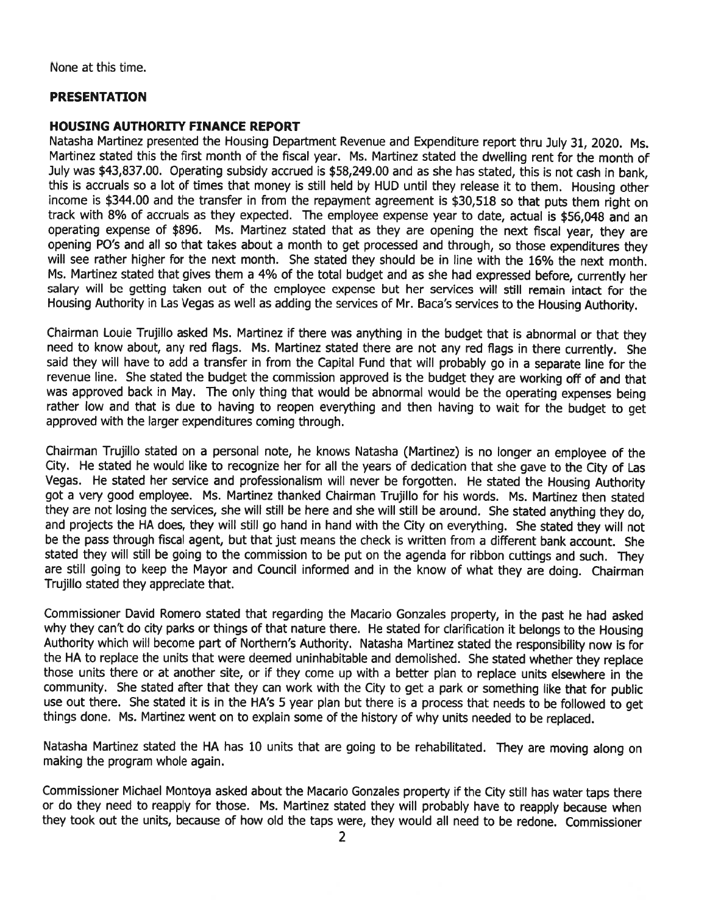None at this time.

**PRESENTATION**

**HOUSING AUTHORITY FINANCE REPORT**

Natasha Martinez presented the Housing Department Revenue and Expenditure report thru July 31, 2020. Ms. Martinez stated this the first month of the fiscal year. Ms. Martinez stated the dwelling rent for the month of July was $43,837.00. Operating subsidy accrued is $58,249.00 and as she has stated, this is not cash in bank, this is accruals so a lot of times that money is still held by HUD until they release it to them. Housing other income is $344.00 and the transfer in from the repayment agreement is $30,518 so that puts them right on track with 8% of accruals as they expected. The employee expense year to date, actual is $56,048 and an operating expense of $896. Ms. Martinez stated that as they are opening the next fiscal year, they are opening PO's and all so that takes about a month to get processed and through, so those expenditures they will see rather higher for the next month. She stated they should be in line with the 16% the next month. Ms. Martinez stated that gives them a 4% of the total budget and as she had expressed before, currently her salary will be getting taken out of the employee expense but her services will still remain intact for the Housing Authority in Las Vegas as well as adding the services of Mr. Baca's services to the Housing Authority.

Chairman Louie Trujillo asked Ms. Martinez if there was anything in the budget that is abnormal or that they need to know about, any red flags. Ms. Martinez stated there are not any red flags in there currently. She said they will have to add a transfer in from the Capital Fund that will probably go in a separate line for the revenue line. She stated the budget the commission approved is the budget they are working off of and that was approved back in May. The only thing that would be abnormal would be the operating expenses being rather low and that is due to having to reopen everything and then having to wait for the budget to get approved with the larger expenditures coming through.

Chairman Trujillo stated on a personal note, he knows Natasha (Martinez) is no longer an employee of the City. He stated he would like to recognize her for all the years of dedication that she gave to the City of Las Vegas. He stated her service and professionalism will never be forgotten. He stated the Housing Authority got a very good employee. Ms. Martinez thanked Chairman Trujillo for his words. Ms. Martinez then stated they are not losing the services, she will still be here and she will still be around. She stated anything they do, and projects the HA does, they will still go hand in hand with the City on everything. She stated they will not be the pass through fiscal agent, but that just means the check is written from a different bank account. She stated they will still be going to the commission to be put on the agenda for ribbon cuttings and such. They are still going to keep the Mayor and Council informed and in the know of what they are doing. Chairman Trujillo stated they appreciate that.

Commissioner David Romero stated that regarding the Macario Gonzales property, in the past he had asked why they can't do city parks or things of that nature there. He stated for clarification it belongs to the Housing Authority which will become part of Northern's Authority. Natasha Martinez stated the responsibility now is for the HA to replace the units that were deemed uninhabitable and demolished. She stated whether they replace those units there or at another site, or if they come up with a better plan to replace units elsewhere in the community. She stated after that they can work with the City to get a park or something like that for public use out there. She stated it is in the HA's 5 year plan but there is a process that needs to be followed to get things done. Ms. Martinez went on to explain some of the history of why units needed to be replaced.

Natasha Martinez stated the HA has 10 units that are going to be rehabilitated. They are moving along on making the program whole again.

Commissioner Michael Montoya asked about the Macario Gonzales property if the City still has water taps there or do they need to reapply for those. Ms. Martinez stated they will probably have to reapply because when they took out the units, because of how old the taps were, they would all need to be redone. Commissioner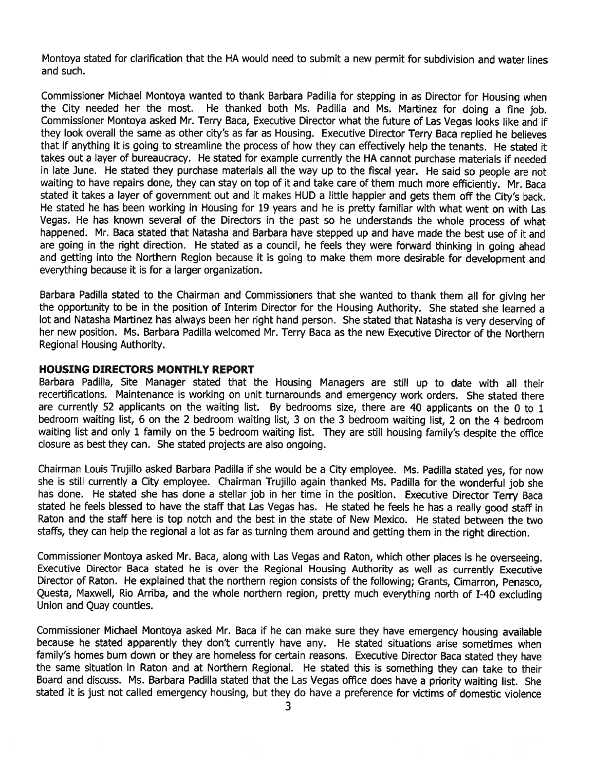Montoya stated for clarification that the HA would need to submit a new permit for subdivision and water lines and such.

Commissioner Michael Montoya wanted to thank Barbara Padilla for stepping in as Director for Housing when the City needed her the most. He thanked both Ms. Padilla and Ms. Martinez for doing a fine job. Commissioner Montoya asked Mr. Terry Baca, Executive Director what the future of Las Vegas looks like and if they look overall the same as other city's as far as Housing. Executive Director Terry Baca replied he believes that if anything it is going to streamline the process of how they can effectively help the tenants. He stated it takes out a layer of bureaucracy. He stated for example currently the HA cannot purchase materials if needed in late June. He stated they purchase materials all the way up to the fiscal year. He said so people are not waiting to have repairs done, they can stay on top of it and take care of them much more efficiently. Mr. Baca stated it takes a layer of government out and it makes HUD a little happier and gets them off the City's back. He stated he has been working in Housing for 19 years and he is pretty familiar with what went on with Las Vegas. He has known several of the Directors in the past so he understands the whole process of what happened. Mr. Baca stated that Natasha and Barbara have stepped up and have made the best use of it and are going in the right direction. He stated as a council, he feels they were forward thinking in going ahead and getting into the Northern Region because it is going to make them more desirable for development and everything because it is for a larger organization.

Barbara Padilla stated to the Chairman and Commissioners that she wanted to thank them all for giving her the opportunity to be in the position of Interim Director for the Housing Authority. She stated she learned a lot and Natasha Martinez has always been her right hand person. She stated that Natasha is very deserving of her new position. Ms. Barbara Padilla welcomed Mr. Terry Baca as the new Executive Director of the Northern Regional Housing Authority.

**HOUSING DIRECTORS MONTHLY REPORT**

Barbara Padilla, Site Manager stated that the Housing Managers are still up to date with all their recertifications. Maintenance is working on unit turnarounds and emergency work orders. She stated there are currently 52 applicants on the waiting list. By bedrooms size, there are 40 applicants on the 0 to 1 bedroom waiting list, 6 on the 2 bedroom waiting list, 3 on the 3 bedroom waiting list, 2 on the 4 bedroom waiting list and only 1 family on the 5 bedroom waiting list. They are still housing family's despite the office closure as best they can. She stated projects are also ongoing.

Chairman Louis Trujillo asked Barbara Padilla if she would be a City employee. Ms. Padilla stated yes, for now she is still currently a City employee. Chairman Trujillo again thanked Ms. Padilla for the wonderful job she has done. He stated she has done a stellar job in her time in the position. Executive Director Terry Baca stated he feels blessed to have the staff that Las Vegas has. He stated he feels he has a really good staff in Raton and the staff here is top notch and the best in the state of New Mexico. He stated between the two staffs, they can help the regional a lot as far as turning them around and getting them in the right direction.

Commissioner Montoya asked Mr. Baca, along with Las Vegas and Raton, which other places is he overseeing. Executive Director Baca stated he is over the Regional Housing Authority as well as currently Executive Director of Raton. He explained that the northern region consists of the following; Grants, Cimarron, Penasco, Questa, Maxwell, Rio Arriba, and the whole northern region, pretty much everything north of I-40 excluding Union and Quay counties.

Commissioner Michael Montoya asked Mr. Baca if he can make sure they have emergency housing available because he stated apparently they don't currently have any. He stated situations arise sometimes when family's homes burn down or they are homeless for certain reasons. Executive Director Baca stated they have the same situation in Raton and at Northern Regional. He stated this is something they can take to their Board and discuss. Ms. Barbara Padilla stated that the Las Vegas office does have a priority waiting list. She stated it is just not called emergency housing, but they do have a preference for victims of domestic violence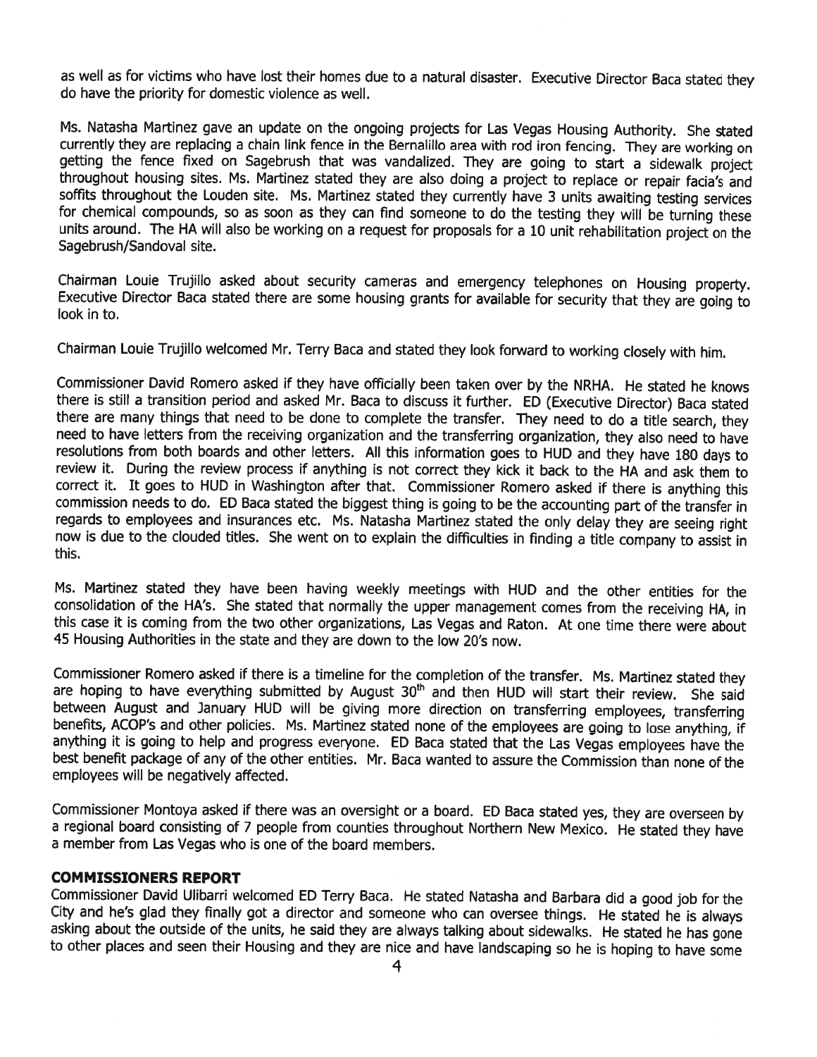as well as for victims who have lost their homes due to a natural disaster. Executive Director Baca stated they do have the priority for domestic violence as well.

Ms. Natasha Martinez gave an update on the ongoing projects for Las Vegas Housing Authority. She stated currently they are replacing a chain link fence in the Bernalillo area with rod iron fencing. They are working on getting the fence fixed on Sagebrush that was vandalized. They are going to start a sidewalk project throughout housing sites. Ms. Martinez stated they are also doing a project to replace or repair facia's and soffits throughout the Louden site. Ms. Martinez stated they currently have 3 units awaiting testing services for chemical compounds, so as soon as they can find someone to do the testing they will be turning these units around. The HA will also be working on a request for proposals for a 10 unit rehabilitation project on the Sagebrush/Sandoval site.

Chairman Louie Trujillo asked about security cameras and emergency telephones on Housing property. Executive Director Baca stated there are some housing grants for available for security that they are going to look in to.

Chairman Louie Trujillo welcomed Mr. Terry Baca and stated they look forward to working closely with him.

Commissioner David Romero asked if they have officially been taken over by the NRHA. He stated he knows there is still a transition period and asked Mr. Baca to discuss it further. ED (Executive Director) Baca stated there are many things that need to be done to complete the transfer. They need to do a title search, they need to have letters from the receiving organization and the transferring organization, they also need to have resolutions from both boards and other letters. All this information goes to HUD and they have 180 days to review it. During the review process if anything is not correct they kick it back to the HA and ask them to correct it. It goes to HUD in Washington after that. Commissioner Romero asked if there is anything this commission needs to do. ED Baca stated the biggest thing is going to be the accounting part of the transfer in regards to employees and insurances etc. Ms. Natasha Martinez stated the only delay they are seeing right now is due to the clouded titles. She went on to explain the difficulties in finding a title company to assist in this.

Ms. Martinez stated they have been having weekly meetings with HUD and the other entities for the consolidation of the HA's. She stated that normally the upper management comes from the receiving HA, in this case it is coming from the two other organizations, Las Vegas and Raton. At one time there were about 45 Housing Authorities in the state and they are down to the low 20's now.

Commissioner Romero asked if there is a timeline for the completion of the transfer. Ms. Martinez stated they are hoping to have everything submitted by August 30th and then HUD will start their review. She said between August and January HUD will be giving more direction on transferring employees, transferring benefits, ACOP's and other policies. Ms. Martinez stated none of the employees are going to lose anything, if anything it is going to help and progress everyone. ED Baca stated that the Las Vegas employees have the best benefit package of any of the other entities. Mr. Baca wanted to assure the Commission than none of the employees will be negatively affected.

Commissioner Montoya asked if there was an oversight or a board. ED Baca stated yes, they are overseen by a regional board consisting of 7 people from counties throughout Northern New Mexico. He stated they have a member from Las Vegas who is one of the board members.

**COMMISSIONERS REPORT**

Commissioner David Ulibarri welcomed ED Terry Baca. He stated Natasha and Barbara did a good job for the City and he's glad they finally got a director and someone who can oversee things. He stated he is always asking about the outside of the units, he said they are always talking about sidewalks. He stated he has gone to other places and seen their Housing and they are nice and have landscaping so he is hoping to have some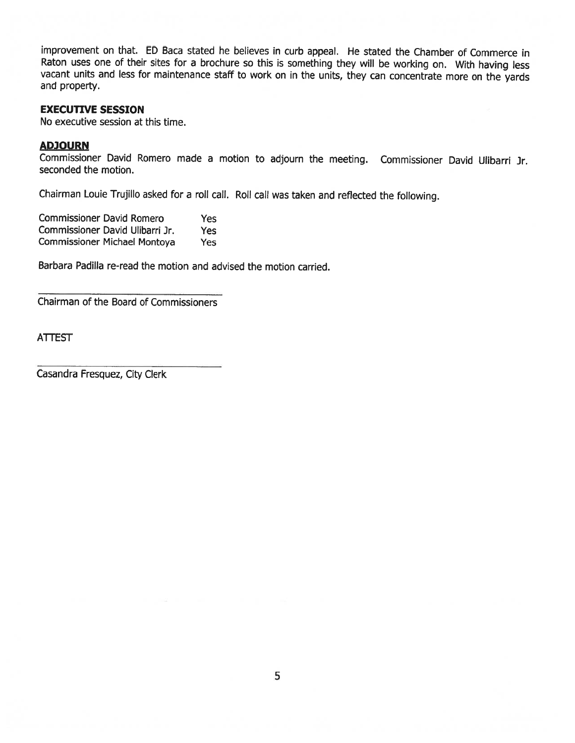improvement on that. ED Baca stated he believes in curb appeal. He stated the Chamber of Commerce in Raton uses one of their sites for a brochure so this is something they will be working on. With having less vacant units and less for maintenance staff to work on in the units, they can concentrate more on the yards and property.

**EXECUTIVE SESSION**

No executive session at this time.

**ADJOURN**

Commissioner David Romero made a motion to adjourn the meeting. Commissioner David Ulibarri Jr. seconded the motion.

Chairman Louie Trujillo asked for a roll call. Roll call was taken and reflected the following.

| | |
|---|---|
| Commissioner David Romero | Yes |
| Commissioner David Ulibarri Jr. | Yes |
| Commissioner Michael Montoya | Yes |

Barbara Padilla re-read the motion and advised the motion carried.

_______________________________

Chairman of the Board of Commissioners

ATTEST

_______________________________

Casandra Fresquez, City Clerk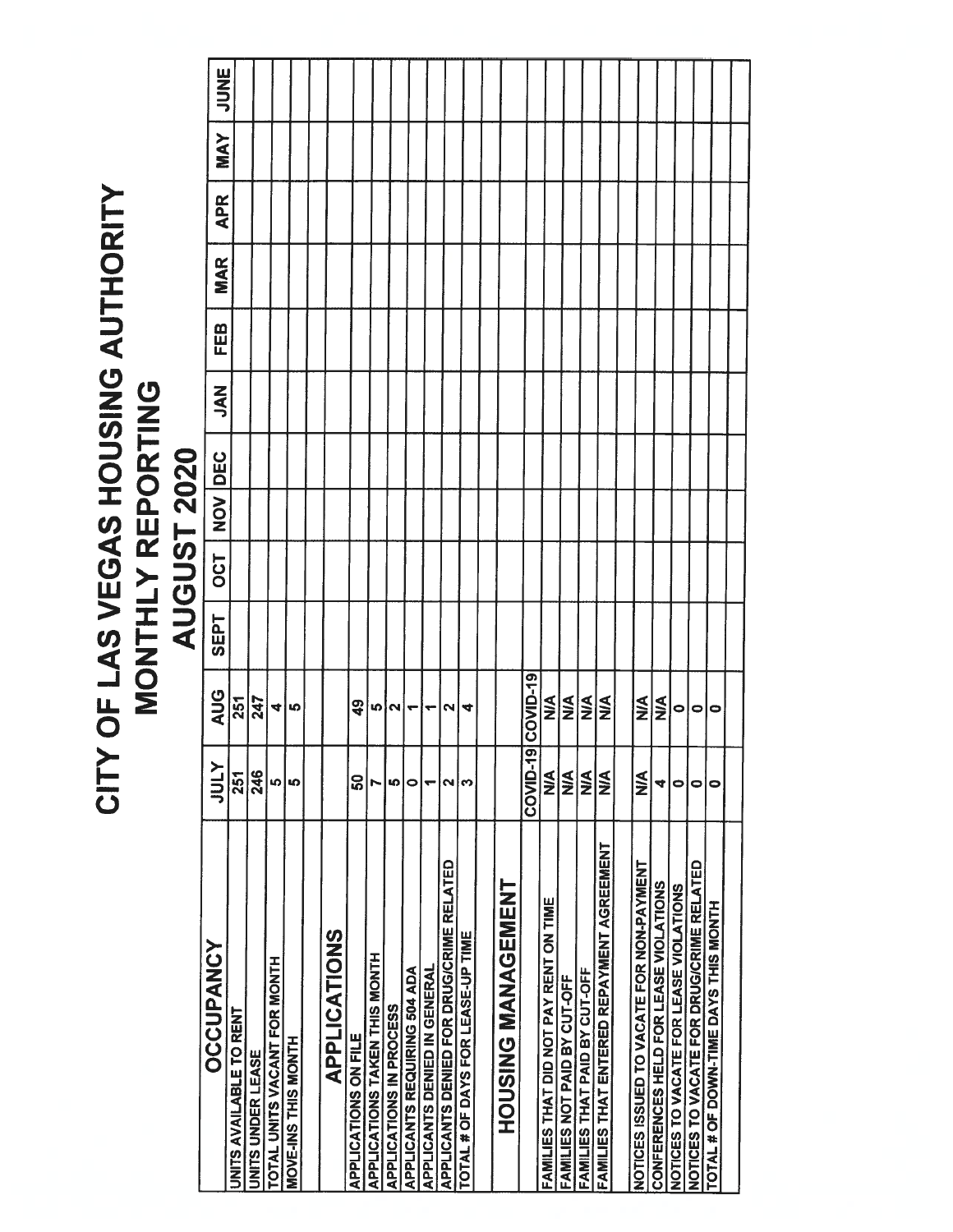# CITY OF LAS VEGAS HOUSING AUTHORITY
## MONTHLY REPORTING
## AUGUST 2020

| OCCUPANCY | JULY | AUG | SEPT | OCT | NOV | DEC | JAN | FEB | MAR | APR | MAY | JUNE |
|---|---|---|---|---|---|---|---|---|---|---|---|---|
| UNITS AVAILABLE TO RENT | 251 | 251 | | | | | | | | | | |
| UNITS UNDER LEASE | 246 | 247 | | | | | | | | | | |
| TOTAL UNITS VACANT FOR MONTH | 5 | 4 | | | | | | | | | | |
| MOVE-INS THIS MONTH | 5 | 5 | | | | | | | | | | |
| | | | | | | | | | | | | |
| **APPLICATIONS** | | | | | | | | | | | | |
| APPLICATIONS ON FILE | 50 | 49 | | | | | | | | | | |
| APPLICATIONS TAKEN THIS MONTH | 7 | 5 | | | | | | | | | | |
| APPLICATIONS IN PROCESS | 5 | 2 | | | | | | | | | | |
| APPLICANTS REQUIRING 504 ADA | 0 | 1 | | | | | | | | | | |
| APPLICANTS DENIED IN GENERAL | 1 | 1 | | | | | | | | | | |
| APPLICANTS DENIED FOR DRUG/CRIME RELATED | 2 | 2 | | | | | | | | | | |
| TOTAL # OF DAYS FOR LEASE-UP TIME | 3 | 4 | | | | | | | | | | |
| | | | | | | | | | | | | |
| **HOUSING MANAGEMENT** | | | | | | | | | | | | |
| | COVID-19 | COVID-19 | | | | | | | | | | |
| FAMILIES THAT DID NOT PAY RENT ON TIME | N/A | N/A | | | | | | | | | | |
| FAMILIES NOT PAID BY CUT-OFF | N/A | N/A | | | | | | | | | | |
| FAMILIES THAT PAID BY CUT-OFF | N/A | N/A | | | | | | | | | | |
| FAMILIES THAT ENTERED REPAYMENT AGREEMENT | N/A | N/A | | | | | | | | | | |
| | | | | | | | | | | | | |
| NOTICES ISSUED TO VACATE FOR NON-PAYMENT | N/A | N/A | | | | | | | | | | |
| CONFERENCES HELD FOR LEASE VIOLATIONS | 4 | N/A | | | | | | | | | | |
| NOTICES TO VACATE FOR LEASE VIOLATIONS | 0 | 0 | | | | | | | | | | |
| NOTICES TO VACATE FOR DRUG/CRIME RELATED | 0 | 0 | | | | | | | | | | |
| TOTAL # OF DOWN-TIME DAYS THIS MONTH | 0 | 0 | | | | | | | | | | |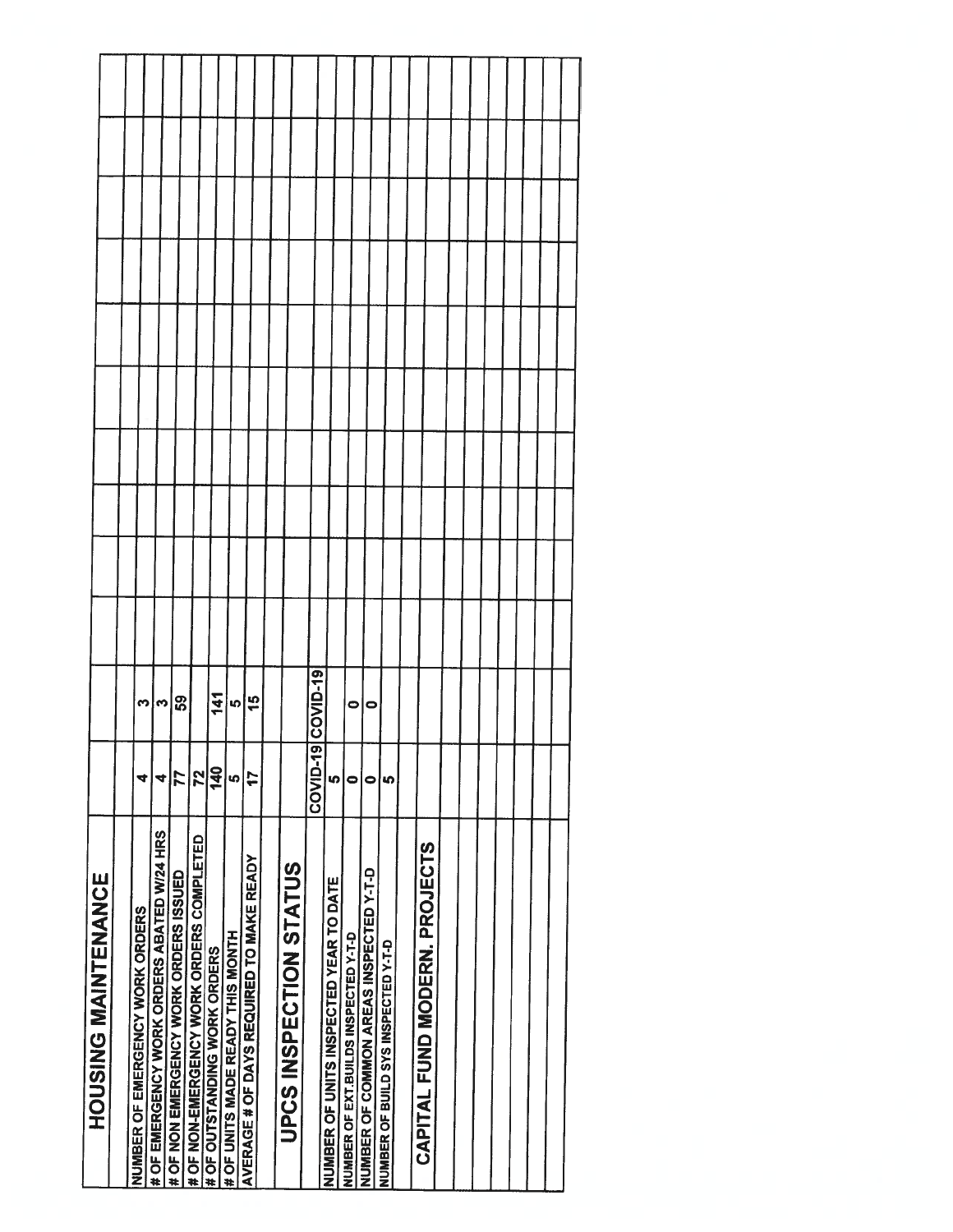## HOUSING MAINTENANCE

| | | | | | | | | | | | | |
|---|---|---|---|---|---|---|---|---|---|---|---|---|
| NUMBER OF EMERGENCY WORK ORDERS | 4 | 3 | | | | | | | | | | |
| # OF EMERGENCY WORK ORDERS ABATED W/24 HRS | 4 | 3 | | | | | | | | | | |
| # OF NON EMERGENCY WORK ORDERS ISSUED | 77 | 59 | | | | | | | | | | |
| # OF NON-EMERGENCY WORK ORDERS COMPLETED | 72 | | | | | | | | | | | |
| # OF OUTSTANDING WORK ORDERS | 140 | 141 | | | | | | | | | | |
| # OF UNITS MADE READY THIS MONTH | 5 | 5 | | | | | | | | | | |
| AVERAGE # OF DAYS REQUIRED TO MAKE READY | 17 | 15 | | | | | | | | | | |

## UPCS INSPECTION STATUS

| | | | | | | | | | | | | |
|---|---|---|---|---|---|---|---|---|---|---|---|---|
| | COVID-19 | COVID-19 | | | | | | | | | | |
| NUMBER OF UNITS INSPECTED YEAR TO DATE | 5 | | | | | | | | | | | |
| NUMBER OF EXT.BUILDS INSPECTED Y-T-D | 0 | 0 | | | | | | | | | | |
| NUMBER OF COMMON AREAS INSPECTED Y-T-D | 0 | 0 | | | | | | | | | | |
| NUMBER OF BUILD SYS INSPECTED Y-T-D | 5 | | | | | | | | | | | |

## CAPITAL FUND MODERN. PROJECTS